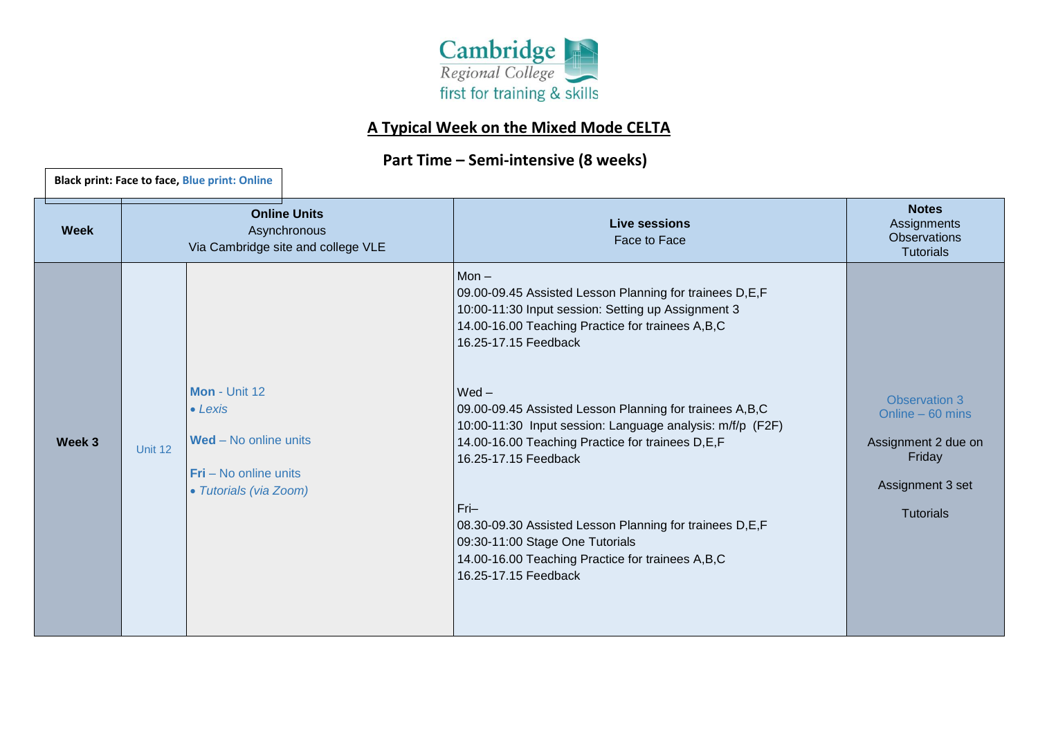Cambridge Regional College
first for training & skills

# A Typical Week on the Mixed Mode CELTA

## Part Time – Semi-intensive (8 weeks)

**Black print: Face to face, Blue print: Online**

| Week | Online Units Asynchronous Via Cambridge site and college VLE | | Live sessions Face to Face | Notes Assignments Observations Tutorials |
|---|---|---|---|---|
| **Week 3** | Unit 12 | **Mon** - Unit 12<br>• *Lexis*<br><br>**Wed** – No online units<br><br>**Fri** – No online units<br>• *Tutorials (via Zoom)* | Mon –<br>09.00-09.45 Assisted Lesson Planning for trainees D,E,F<br>10:00-11:30 Input session: Setting up Assignment 3<br>14.00-16.00 Teaching Practice for trainees A,B,C<br>16.25-17.15 Feedback<br><br>Wed –<br>09.00-09.45 Assisted Lesson Planning for trainees A,B,C<br>10:00-11:30 Input session: Language analysis: m/f/p (F2F)<br>14.00-16.00 Teaching Practice for trainees D,E,F<br>16.25-17.15 Feedback<br><br>Fri–<br>08.30-09.30 Assisted Lesson Planning for trainees D,E,F<br>09:30-11:00 Stage One Tutorials<br>14.00-16.00 Teaching Practice for trainees A,B,C<br>16.25-17.15 Feedback | Observation 3<br>Online – 60 mins<br><br>Assignment 2 due on Friday<br><br>Assignment 3 set<br><br>Tutorials |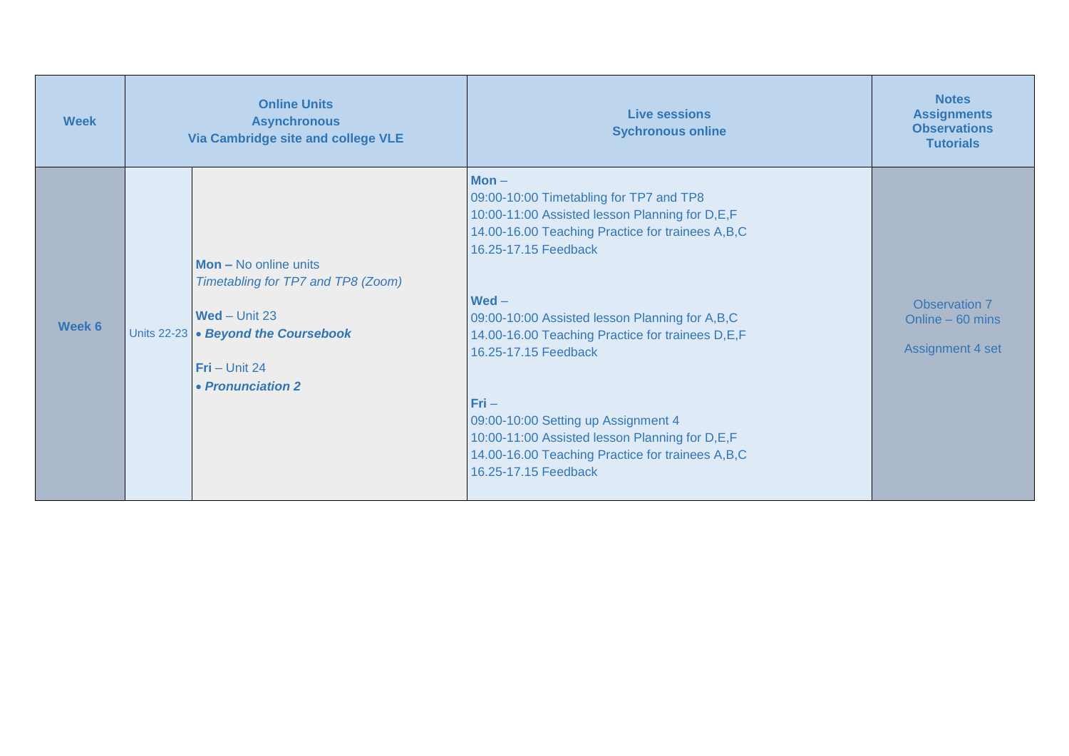| Week | Online Units<br>Asynchronous<br>Via Cambridge site and college VLE | | Live sessions<br>Sychronous online | Notes<br>Assignments<br>Observations<br>Tutorials |
|---|---|---|---|---|
| **Week 6** | Units 22-23 | **Mon –** No online units<br>*Timetabling for TP7 and TP8 (Zoom)*<br><br>**Wed** – Unit 23<br>• ***Beyond the Coursebook***<br><br>**Fri** – Unit 24<br>• ***Pronunciation 2*** | **Mon** –<br>09:00-10:00 Timetabling for TP7 and TP8<br>10:00-11:00 Assisted lesson Planning for D,E,F<br>14.00-16.00 Teaching Practice for trainees A,B,C<br>16.25-17.15 Feedback<br><br>**Wed** –<br>09:00-10:00 Assisted lesson Planning for A,B,C<br>14.00-16.00 Teaching Practice for trainees D,E,F<br>16.25-17.15 Feedback<br><br>**Fri** –<br>09:00-10:00 Setting up Assignment 4<br>10:00-11:00 Assisted lesson Planning for D,E,F<br>14.00-16.00 Teaching Practice for trainees A,B,C<br>16.25-17.15 Feedback | Observation 7<br>Online – 60 mins<br><br>Assignment 4 set |